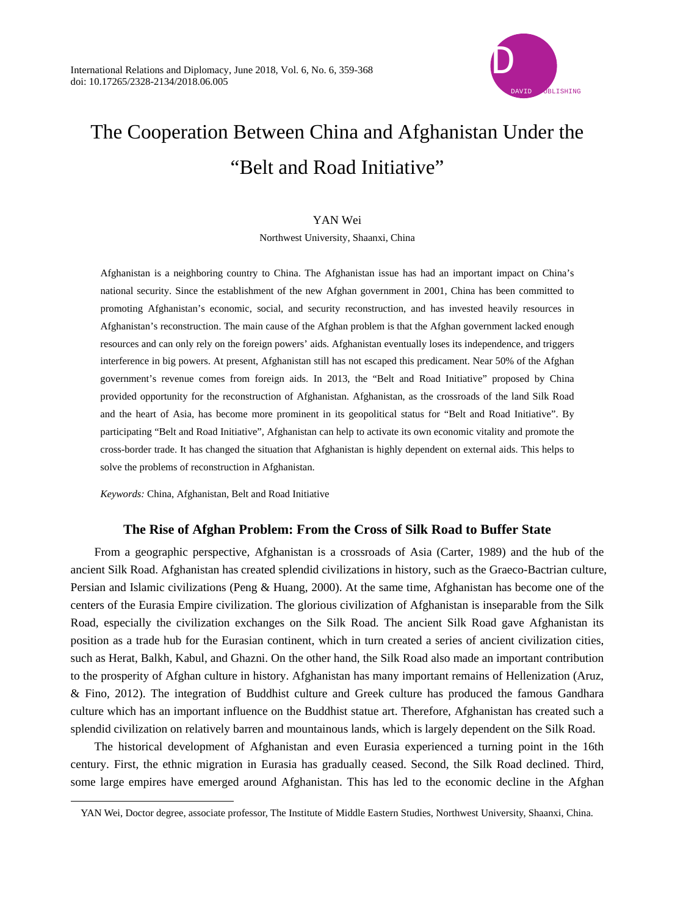# The Cooperation Between China and Afghanistan Under the "Belt and Road Initiative"

YAN Wei

Northwest University, Shaanxi, China

Afghanistan is a neighboring country to China. The Afghanistan issue has had an important impact on China's national security. Since the establishment of the new Afghan government in 2001, China has been committed to promoting Afghanistan's economic, social, and security reconstruction, and has invested heavily resources in Afghanistan's reconstruction. The main cause of the Afghan problem is that the Afghan government lacked enough resources and can only rely on the foreign powers' aids. Afghanistan eventually loses its independence, and triggers interference in big powers. At present, Afghanistan still has not escaped this predicament. Near 50% of the Afghan government's revenue comes from foreign aids. In 2013, the "Belt and Road Initiative" proposed by China provided opportunity for the reconstruction of Afghanistan. Afghanistan, as the crossroads of the land Silk Road and the heart of Asia, has become more prominent in its geopolitical status for "Belt and Road Initiative". By participating "Belt and Road Initiative", Afghanistan can help to activate its own economic vitality and promote the cross-border trade. It has changed the situation that Afghanistan is highly dependent on external aids. This helps to solve the problems of reconstruction in Afghanistan.

*Keywords:* China, Afghanistan, Belt and Road Initiative

## The Rise of Afghan Problem: From the Cross of Silk Road to Buffer State

From a geographic perspective, Afghanistan is a crossroads of Asia (Carter, 1989) and the hub of the ancient Silk Road. Afghanistan has created splendid civilizations in history, such as the Graeco-Bactrian culture, Persian and Islamic civilizations (Peng & Huang, 2000). At the same time, Afghanistan has become one of the centers of the Eurasia Empire civilization. The glorious civilization of Afghanistan is inseparable from the Silk Road, especially the civilization exchanges on the Silk Road. The ancient Silk Road gave Afghanistan its position as a trade hub for the Eurasian continent, which in turn created a series of ancient civilization cities, such as Herat, Balkh, Kabul, and Ghazni. On the other hand, the Silk Road also made an important contribution to the prosperity of Afghan culture in history. Afghanistan has many important remains of Hellenization (Aruz, & Fino, 2012). The integration of Buddhist culture and Greek culture has produced the famous Gandhara culture which has an important influence on the Buddhist statue art. Therefore, Afghanistan has created such a splendid civilization on relatively barren and mountainous lands, which is largely dependent on the Silk Road.

The historical development of Afghanistan and even Eurasia experienced a turning point in the 16th century. First, the ethnic migration in Eurasia has gradually ceased. Second, the Silk Road declined. Third, some large empires have emerged around Afghanistan. This has led to the economic decline in the Afghan

---

YAN Wei, Doctor degree, associate professor, The Institute of Middle Eastern Studies, Northwest University, Shaanxi, China.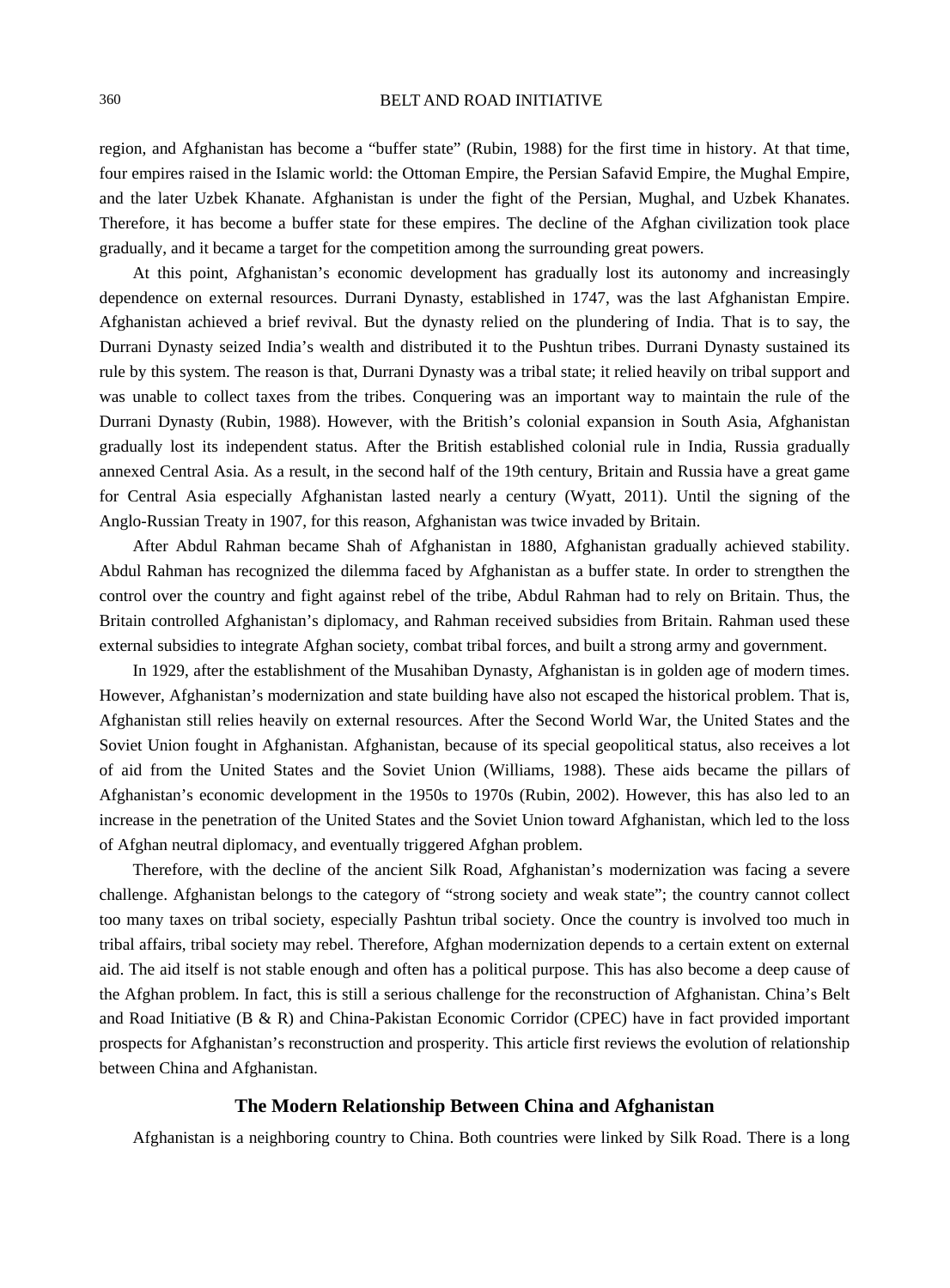region, and Afghanistan has become a "buffer state" (Rubin, 1988) for the first time in history. At that time, four empires raised in the Islamic world: the Ottoman Empire, the Persian Safavid Empire, the Mughal Empire, and the later Uzbek Khanate. Afghanistan is under the fight of the Persian, Mughal, and Uzbek Khanates. Therefore, it has become a buffer state for these empires. The decline of the Afghan civilization took place gradually, and it became a target for the competition among the surrounding great powers.

At this point, Afghanistan's economic development has gradually lost its autonomy and increasingly dependence on external resources. Durrani Dynasty, established in 1747, was the last Afghanistan Empire. Afghanistan achieved a brief revival. But the dynasty relied on the plundering of India. That is to say, the Durrani Dynasty seized India's wealth and distributed it to the Pushtun tribes. Durrani Dynasty sustained its rule by this system. The reason is that, Durrani Dynasty was a tribal state; it relied heavily on tribal support and was unable to collect taxes from the tribes. Conquering was an important way to maintain the rule of the Durrani Dynasty (Rubin, 1988). However, with the British's colonial expansion in South Asia, Afghanistan gradually lost its independent status. After the British established colonial rule in India, Russia gradually annexed Central Asia. As a result, in the second half of the 19th century, Britain and Russia have a great game for Central Asia especially Afghanistan lasted nearly a century (Wyatt, 2011). Until the signing of the Anglo-Russian Treaty in 1907, for this reason, Afghanistan was twice invaded by Britain.

After Abdul Rahman became Shah of Afghanistan in 1880, Afghanistan gradually achieved stability. Abdul Rahman has recognized the dilemma faced by Afghanistan as a buffer state. In order to strengthen the control over the country and fight against rebel of the tribe, Abdul Rahman had to rely on Britain. Thus, the Britain controlled Afghanistan's diplomacy, and Rahman received subsidies from Britain. Rahman used these external subsidies to integrate Afghan society, combat tribal forces, and built a strong army and government.

In 1929, after the establishment of the Musahiban Dynasty, Afghanistan is in golden age of modern times. However, Afghanistan's modernization and state building have also not escaped the historical problem. That is, Afghanistan still relies heavily on external resources. After the Second World War, the United States and the Soviet Union fought in Afghanistan. Afghanistan, because of its special geopolitical status, also receives a lot of aid from the United States and the Soviet Union (Williams, 1988). These aids became the pillars of Afghanistan's economic development in the 1950s to 1970s (Rubin, 2002). However, this has also led to an increase in the penetration of the United States and the Soviet Union toward Afghanistan, which led to the loss of Afghan neutral diplomacy, and eventually triggered Afghan problem.

Therefore, with the decline of the ancient Silk Road, Afghanistan's modernization was facing a severe challenge. Afghanistan belongs to the category of "strong society and weak state"; the country cannot collect too many taxes on tribal society, especially Pashtun tribal society. Once the country is involved too much in tribal affairs, tribal society may rebel. Therefore, Afghan modernization depends to a certain extent on external aid. The aid itself is not stable enough and often has a political purpose. This has also become a deep cause of the Afghan problem. In fact, this is still a serious challenge for the reconstruction of Afghanistan. China's Belt and Road Initiative (B & R) and China-Pakistan Economic Corridor (CPEC) have in fact provided important prospects for Afghanistan's reconstruction and prosperity. This article first reviews the evolution of relationship between China and Afghanistan.

## The Modern Relationship Between China and Afghanistan

Afghanistan is a neighboring country to China. Both countries were linked by Silk Road. There is a long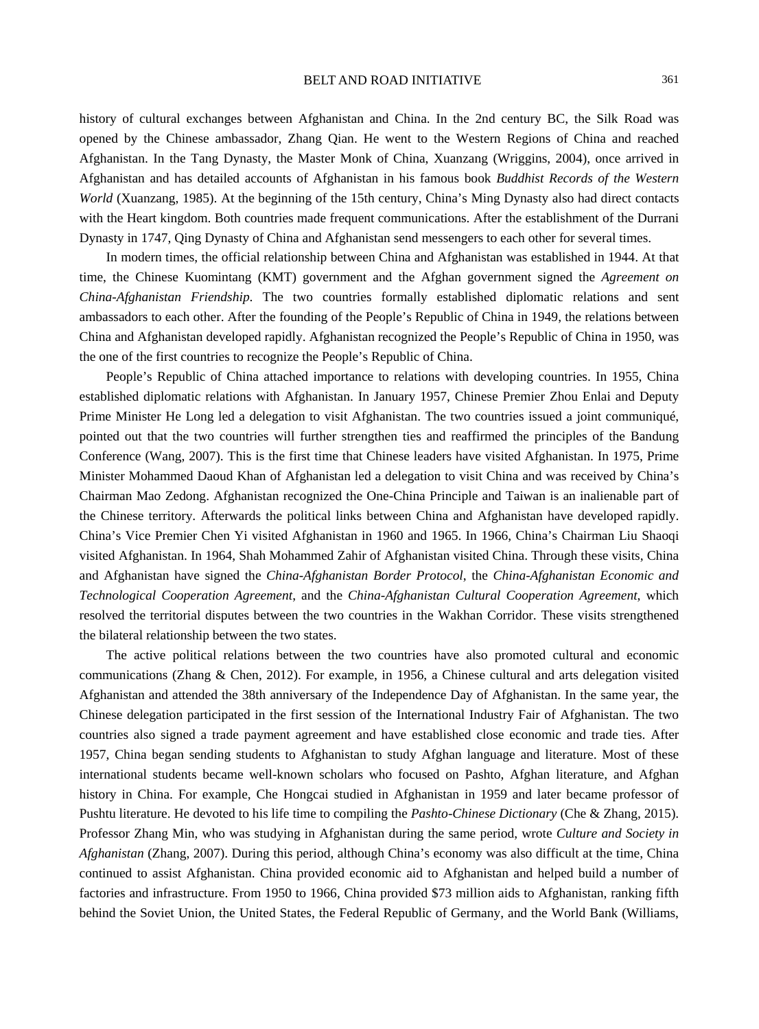history of cultural exchanges between Afghanistan and China. In the 2nd century BC, the Silk Road was opened by the Chinese ambassador, Zhang Qian. He went to the Western Regions of China and reached Afghanistan. In the Tang Dynasty, the Master Monk of China, Xuanzang (Wriggins, 2004), once arrived in Afghanistan and has detailed accounts of Afghanistan in his famous book *Buddhist Records of the Western World* (Xuanzang, 1985). At the beginning of the 15th century, China's Ming Dynasty also had direct contacts with the Heart kingdom. Both countries made frequent communications. After the establishment of the Durrani Dynasty in 1747, Qing Dynasty of China and Afghanistan send messengers to each other for several times.

In modern times, the official relationship between China and Afghanistan was established in 1944. At that time, the Chinese Kuomintang (KMT) government and the Afghan government signed the *Agreement on China-Afghanistan Friendship*. The two countries formally established diplomatic relations and sent ambassadors to each other. After the founding of the People's Republic of China in 1949, the relations between China and Afghanistan developed rapidly. Afghanistan recognized the People's Republic of China in 1950, was the one of the first countries to recognize the People's Republic of China.

People's Republic of China attached importance to relations with developing countries. In 1955, China established diplomatic relations with Afghanistan. In January 1957, Chinese Premier Zhou Enlai and Deputy Prime Minister He Long led a delegation to visit Afghanistan. The two countries issued a joint communiqué, pointed out that the two countries will further strengthen ties and reaffirmed the principles of the Bandung Conference (Wang, 2007). This is the first time that Chinese leaders have visited Afghanistan. In 1975, Prime Minister Mohammed Daoud Khan of Afghanistan led a delegation to visit China and was received by China's Chairman Mao Zedong. Afghanistan recognized the One-China Principle and Taiwan is an inalienable part of the Chinese territory. Afterwards the political links between China and Afghanistan have developed rapidly. China's Vice Premier Chen Yi visited Afghanistan in 1960 and 1965. In 1966, China's Chairman Liu Shaoqi visited Afghanistan. In 1964, Shah Mohammed Zahir of Afghanistan visited China. Through these visits, China and Afghanistan have signed the *China-Afghanistan Border Protocol*, the *China-Afghanistan Economic and Technological Cooperation Agreement*, and the *China-Afghanistan Cultural Cooperation Agreement*, which resolved the territorial disputes between the two countries in the Wakhan Corridor. These visits strengthened the bilateral relationship between the two states.

The active political relations between the two countries have also promoted cultural and economic communications (Zhang & Chen, 2012). For example, in 1956, a Chinese cultural and arts delegation visited Afghanistan and attended the 38th anniversary of the Independence Day of Afghanistan. In the same year, the Chinese delegation participated in the first session of the International Industry Fair of Afghanistan. The two countries also signed a trade payment agreement and have established close economic and trade ties. After 1957, China began sending students to Afghanistan to study Afghan language and literature. Most of these international students became well-known scholars who focused on Pashto, Afghan literature, and Afghan history in China. For example, Che Hongcai studied in Afghanistan in 1959 and later became professor of Pushtu literature. He devoted to his life time to compiling the *Pashto-Chinese Dictionary* (Che & Zhang, 2015). Professor Zhang Min, who was studying in Afghanistan during the same period, wrote *Culture and Society in Afghanistan* (Zhang, 2007). During this period, although China's economy was also difficult at the time, China continued to assist Afghanistan. China provided economic aid to Afghanistan and helped build a number of factories and infrastructure. From 1950 to 1966, China provided $73 million aids to Afghanistan, ranking fifth behind the Soviet Union, the United States, the Federal Republic of Germany, and the World Bank (Williams,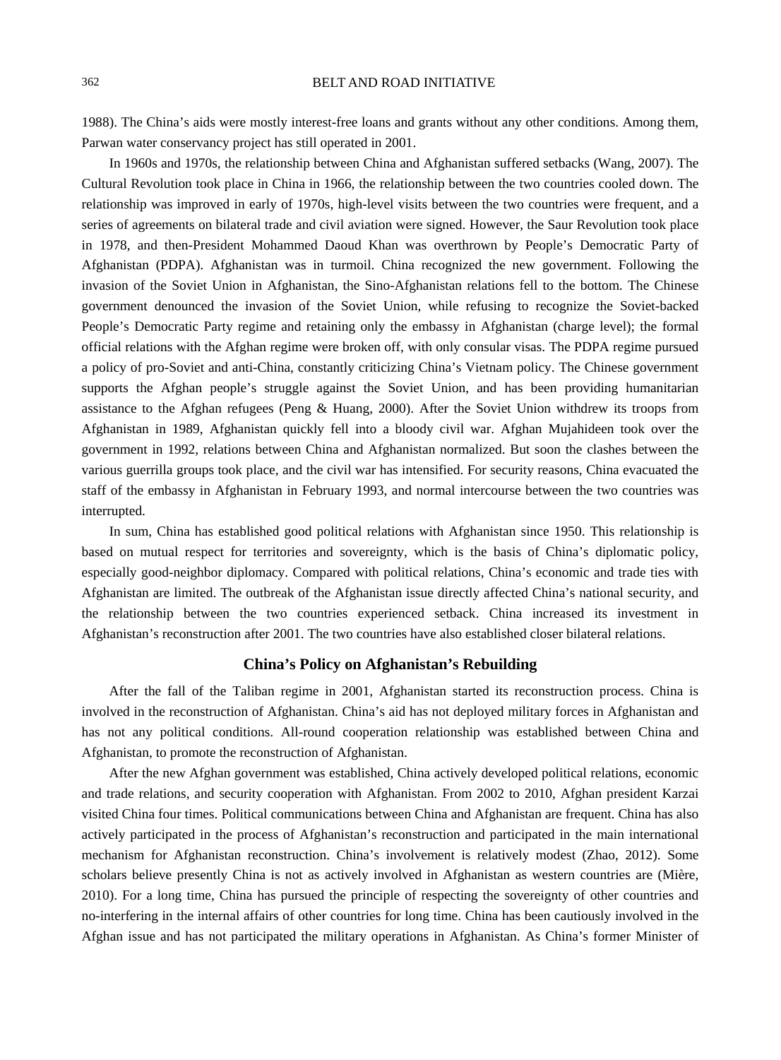1988). The China's aids were mostly interest-free loans and grants without any other conditions. Among them, Parwan water conservancy project has still operated in 2001.

In 1960s and 1970s, the relationship between China and Afghanistan suffered setbacks (Wang, 2007). The Cultural Revolution took place in China in 1966, the relationship between the two countries cooled down. The relationship was improved in early of 1970s, high-level visits between the two countries were frequent, and a series of agreements on bilateral trade and civil aviation were signed. However, the Saur Revolution took place in 1978, and then-President Mohammed Daoud Khan was overthrown by People's Democratic Party of Afghanistan (PDPA). Afghanistan was in turmoil. China recognized the new government. Following the invasion of the Soviet Union in Afghanistan, the Sino-Afghanistan relations fell to the bottom. The Chinese government denounced the invasion of the Soviet Union, while refusing to recognize the Soviet-backed People's Democratic Party regime and retaining only the embassy in Afghanistan (charge level); the formal official relations with the Afghan regime were broken off, with only consular visas. The PDPA regime pursued a policy of pro-Soviet and anti-China, constantly criticizing China's Vietnam policy. The Chinese government supports the Afghan people's struggle against the Soviet Union, and has been providing humanitarian assistance to the Afghan refugees (Peng & Huang, 2000). After the Soviet Union withdrew its troops from Afghanistan in 1989, Afghanistan quickly fell into a bloody civil war. Afghan Mujahideen took over the government in 1992, relations between China and Afghanistan normalized. But soon the clashes between the various guerrilla groups took place, and the civil war has intensified. For security reasons, China evacuated the staff of the embassy in Afghanistan in February 1993, and normal intercourse between the two countries was interrupted.

In sum, China has established good political relations with Afghanistan since 1950. This relationship is based on mutual respect for territories and sovereignty, which is the basis of China's diplomatic policy, especially good-neighbor diplomacy. Compared with political relations, China's economic and trade ties with Afghanistan are limited. The outbreak of the Afghanistan issue directly affected China's national security, and the relationship between the two countries experienced setback. China increased its investment in Afghanistan's reconstruction after 2001. The two countries have also established closer bilateral relations.

## China's Policy on Afghanistan's Rebuilding

After the fall of the Taliban regime in 2001, Afghanistan started its reconstruction process. China is involved in the reconstruction of Afghanistan. China's aid has not deployed military forces in Afghanistan and has not any political conditions. All-round cooperation relationship was established between China and Afghanistan, to promote the reconstruction of Afghanistan.

After the new Afghan government was established, China actively developed political relations, economic and trade relations, and security cooperation with Afghanistan. From 2002 to 2010, Afghan president Karzai visited China four times. Political communications between China and Afghanistan are frequent. China has also actively participated in the process of Afghanistan's reconstruction and participated in the main international mechanism for Afghanistan reconstruction. China's involvement is relatively modest (Zhao, 2012). Some scholars believe presently China is not as actively involved in Afghanistan as western countries are (Mière, 2010). For a long time, China has pursued the principle of respecting the sovereignty of other countries and no-interfering in the internal affairs of other countries for long time. China has been cautiously involved in the Afghan issue and has not participated the military operations in Afghanistan. As China's former Minister of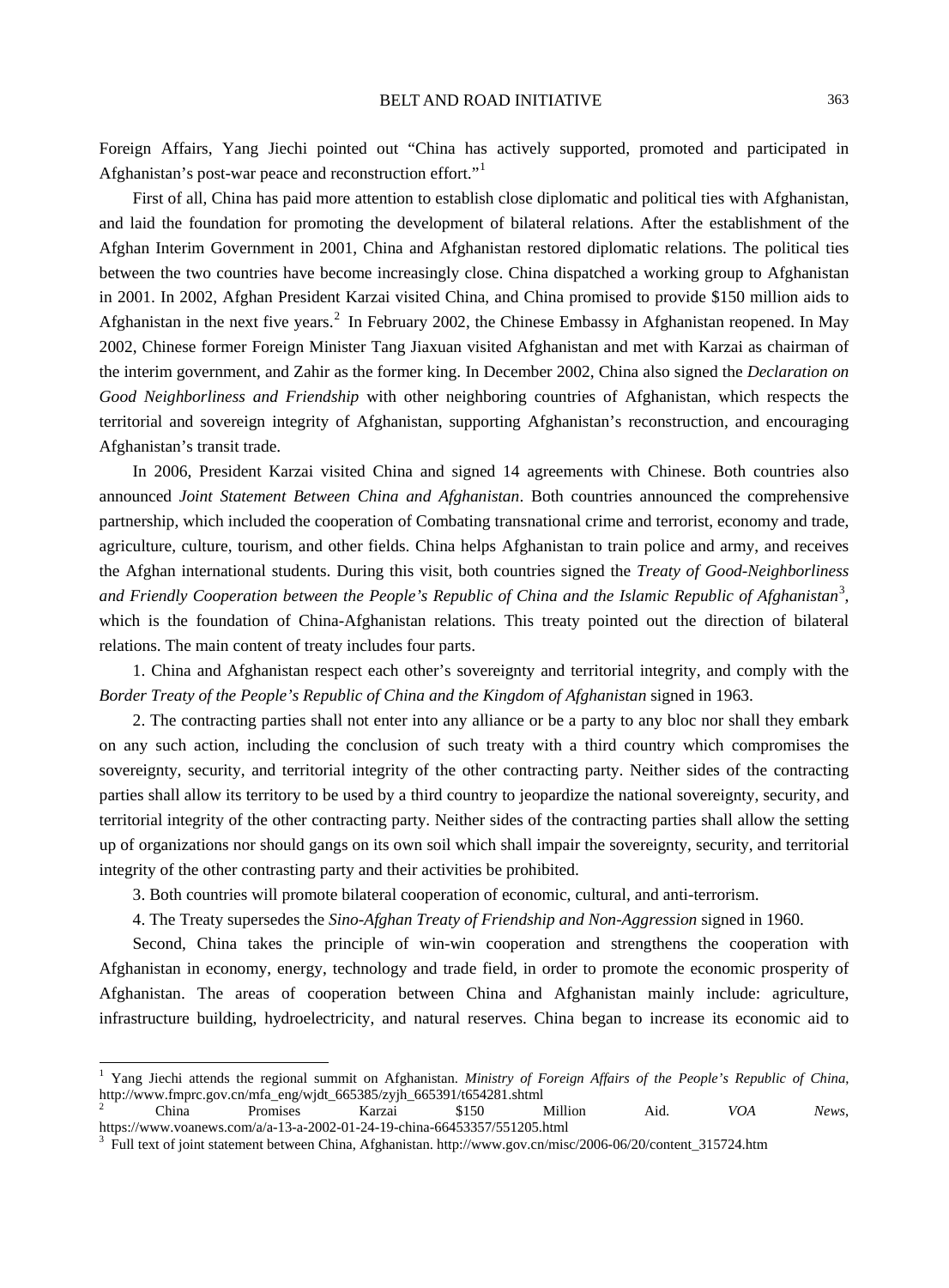Foreign Affairs, Yang Jiechi pointed out "China has actively supported, promoted and participated in Afghanistan's post-war peace and reconstruction effort."[1]

First of all, China has paid more attention to establish close diplomatic and political ties with Afghanistan, and laid the foundation for promoting the development of bilateral relations. After the establishment of the Afghan Interim Government in 2001, China and Afghanistan restored diplomatic relations. The political ties between the two countries have become increasingly close. China dispatched a working group to Afghanistan in 2001. In 2002, Afghan President Karzai visited China, and China promised to provide $150 million aids to Afghanistan in the next five years.[2] In February 2002, the Chinese Embassy in Afghanistan reopened. In May 2002, Chinese former Foreign Minister Tang Jiaxuan visited Afghanistan and met with Karzai as chairman of the interim government, and Zahir as the former king. In December 2002, China also signed the *Declaration on Good Neighborliness and Friendship* with other neighboring countries of Afghanistan, which respects the territorial and sovereign integrity of Afghanistan, supporting Afghanistan's reconstruction, and encouraging Afghanistan's transit trade.

In 2006, President Karzai visited China and signed 14 agreements with Chinese. Both countries also announced *Joint Statement Between China and Afghanistan*. Both countries announced the comprehensive partnership, which included the cooperation of Combating transnational crime and terrorist, economy and trade, agriculture, culture, tourism, and other fields. China helps Afghanistan to train police and army, and receives the Afghan international students. During this visit, both countries signed the *Treaty of Good-Neighborliness and Friendly Cooperation between the People's Republic of China and the Islamic Republic of Afghanistan*[3], which is the foundation of China-Afghanistan relations. This treaty pointed out the direction of bilateral relations. The main content of treaty includes four parts.

1. China and Afghanistan respect each other's sovereignty and territorial integrity, and comply with the *Border Treaty of the People's Republic of China and the Kingdom of Afghanistan* signed in 1963.

2. The contracting parties shall not enter into any alliance or be a party to any bloc nor shall they embark on any such action, including the conclusion of such treaty with a third country which compromises the sovereignty, security, and territorial integrity of the other contracting party. Neither sides of the contracting parties shall allow its territory to be used by a third country to jeopardize the national sovereignty, security, and territorial integrity of the other contracting party. Neither sides of the contracting parties shall allow the setting up of organizations nor should gangs on its own soil which shall impair the sovereignty, security, and territorial integrity of the other contrasting party and their activities be prohibited.

3. Both countries will promote bilateral cooperation of economic, cultural, and anti-terrorism.

4. The Treaty supersedes the *Sino-Afghan Treaty of Friendship and Non-Aggression* signed in 1960.

Second, China takes the principle of win-win cooperation and strengthens the cooperation with Afghanistan in economy, energy, technology and trade field, in order to promote the economic prosperity of Afghanistan. The areas of cooperation between China and Afghanistan mainly include: agriculture, infrastructure building, hydroelectricity, and natural reserves. China began to increase its economic aid to

---

[1] Yang Jiechi attends the regional summit on Afghanistan. *Ministry of Foreign Affairs of the People's Republic of China*, http://www.fmprc.gov.cn/mfa_eng/wjdt_665385/zyjh_665391/t654281.shtml

[2] China Promises Karzai $150 Million Aid. *VOA News*, https://www.voanews.com/a/a-13-a-2002-01-24-19-china-66453357/551205.html

[3] Full text of joint statement between China, Afghanistan. http://www.gov.cn/misc/2006-06/20/content_315724.htm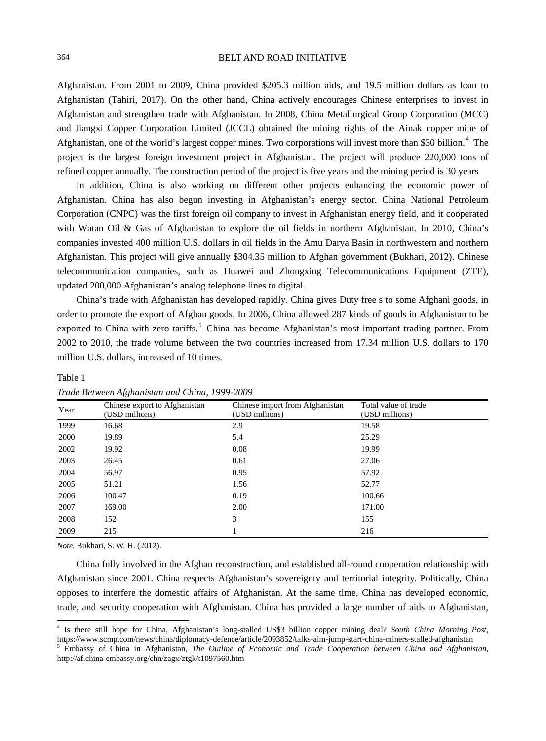Afghanistan. From 2001 to 2009, China provided $205.3 million aids, and 19.5 million dollars as loan to Afghanistan (Tahiri, 2017). On the other hand, China actively encourages Chinese enterprises to invest in Afghanistan and strengthen trade with Afghanistan. In 2008, China Metallurgical Group Corporation (MCC) and Jiangxi Copper Corporation Limited (JCCL) obtained the mining rights of the Ainak copper mine of Afghanistan, one of the world's largest copper mines. Two corporations will invest more than $30 billion.[4] The project is the largest foreign investment project in Afghanistan. The project will produce 220,000 tons of refined copper annually. The construction period of the project is five years and the mining period is 30 years

In addition, China is also working on different other projects enhancing the economic power of Afghanistan. China has also begun investing in Afghanistan's energy sector. China National Petroleum Corporation (CNPC) was the first foreign oil company to invest in Afghanistan energy field, and it cooperated with Watan Oil & Gas of Afghanistan to explore the oil fields in northern Afghanistan. In 2010, China's companies invested 400 million U.S. dollars in oil fields in the Amu Darya Basin in northwestern and northern Afghanistan. This project will give annually $304.35 million to Afghan government (Bukhari, 2012). Chinese telecommunication companies, such as Huawei and Zhongxing Telecommunications Equipment (ZTE), updated 200,000 Afghanistan's analog telephone lines to digital.

China's trade with Afghanistan has developed rapidly. China gives Duty free s to some Afghani goods, in order to promote the export of Afghan goods. In 2006, China allowed 287 kinds of goods in Afghanistan to be exported to China with zero tariffs.[5] China has become Afghanistan's most important trading partner. From 2002 to 2010, the trade volume between the two countries increased from 17.34 million U.S. dollars to 170 million U.S. dollars, increased of 10 times.

Table 1

*Trade Between Afghanistan and China, 1999-2009*

| Year | Chinese export to Afghanistan (USD millions) | Chinese import from Afghanistan (USD millions) | Total value of trade (USD millions) |
|---|---|---|---|
| 1999 | 16.68 | 2.9 | 19.58 |
| 2000 | 19.89 | 5.4 | 25.29 |
| 2002 | 19.92 | 0.08 | 19.99 |
| 2003 | 26.45 | 0.61 | 27.06 |
| 2004 | 56.97 | 0.95 | 57.92 |
| 2005 | 51.21 | 1.56 | 52.77 |
| 2006 | 100.47 | 0.19 | 100.66 |
| 2007 | 169.00 | 2.00 | 171.00 |
| 2008 | 152 | 3 | 155 |
| 2009 | 215 | 1 | 216 |

*Note.* Bukhari, S. W. H. (2012).

China fully involved in the Afghan reconstruction, and established all-round cooperation relationship with Afghanistan since 2001. China respects Afghanistan's sovereignty and territorial integrity. Politically, China opposes to interfere the domestic affairs of Afghanistan. At the same time, China has developed economic, trade, and security cooperation with Afghanistan. China has provided a large number of aids to Afghanistan,

---

[4] Is there still hope for China, Afghanistan's long-stalled US$3 billion copper mining deal? *South China Morning Post*, https://www.scmp.com/news/china/diplomacy-defence/article/2093852/talks-aim-jump-start-china-miners-stalled-afghanistan

[5] Embassy of China in Afghanistan, *The Outline of Economic and Trade Cooperation between China and Afghanistan*, http://af.china-embassy.org/chn/zagx/ztgk/t1097560.htm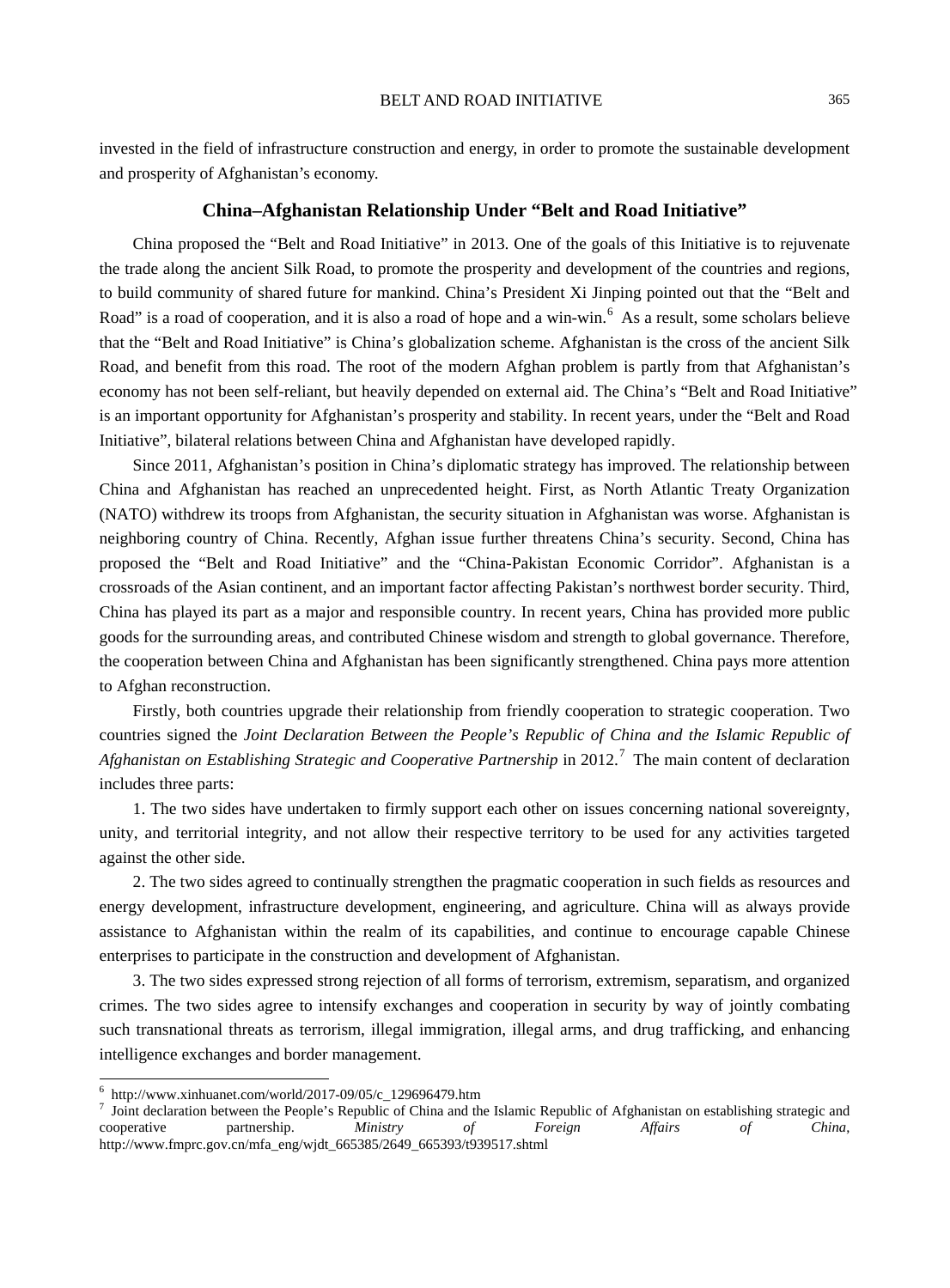invested in the field of infrastructure construction and energy, in order to promote the sustainable development and prosperity of Afghanistan's economy.

## China–Afghanistan Relationship Under "Belt and Road Initiative"

China proposed the "Belt and Road Initiative" in 2013. One of the goals of this Initiative is to rejuvenate the trade along the ancient Silk Road, to promote the prosperity and development of the countries and regions, to build community of shared future for mankind. China's President Xi Jinping pointed out that the "Belt and Road" is a road of cooperation, and it is also a road of hope and a win-win.[6] As a result, some scholars believe that the "Belt and Road Initiative" is China's globalization scheme. Afghanistan is the cross of the ancient Silk Road, and benefit from this road. The root of the modern Afghan problem is partly from that Afghanistan's economy has not been self-reliant, but heavily depended on external aid. The China's "Belt and Road Initiative" is an important opportunity for Afghanistan's prosperity and stability. In recent years, under the "Belt and Road Initiative", bilateral relations between China and Afghanistan have developed rapidly.

Since 2011, Afghanistan's position in China's diplomatic strategy has improved. The relationship between China and Afghanistan has reached an unprecedented height. First, as North Atlantic Treaty Organization (NATO) withdrew its troops from Afghanistan, the security situation in Afghanistan was worse. Afghanistan is neighboring country of China. Recently, Afghan issue further threatens China's security. Second, China has proposed the "Belt and Road Initiative" and the "China-Pakistan Economic Corridor". Afghanistan is a crossroads of the Asian continent, and an important factor affecting Pakistan's northwest border security. Third, China has played its part as a major and responsible country. In recent years, China has provided more public goods for the surrounding areas, and contributed Chinese wisdom and strength to global governance. Therefore, the cooperation between China and Afghanistan has been significantly strengthened. China pays more attention to Afghan reconstruction.

Firstly, both countries upgrade their relationship from friendly cooperation to strategic cooperation. Two countries signed the *Joint Declaration Between the People's Republic of China and the Islamic Republic of Afghanistan on Establishing Strategic and Cooperative Partnership* in 2012.[7] The main content of declaration includes three parts:

1. The two sides have undertaken to firmly support each other on issues concerning national sovereignty, unity, and territorial integrity, and not allow their respective territory to be used for any activities targeted against the other side.

2. The two sides agreed to continually strengthen the pragmatic cooperation in such fields as resources and energy development, infrastructure development, engineering, and agriculture. China will as always provide assistance to Afghanistan within the realm of its capabilities, and continue to encourage capable Chinese enterprises to participate in the construction and development of Afghanistan.

3. The two sides expressed strong rejection of all forms of terrorism, extremism, separatism, and organized crimes. The two sides agree to intensify exchanges and cooperation in security by way of jointly combating such transnational threats as terrorism, illegal immigration, illegal arms, and drug trafficking, and enhancing intelligence exchanges and border management.

---

[6] http://www.xinhuanet.com/world/2017-09/05/c_129696479.htm

[7] Joint declaration between the People's Republic of China and the Islamic Republic of Afghanistan on establishing strategic and cooperative partnership. *Ministry of Foreign Affairs of China*, http://www.fmprc.gov.cn/mfa_eng/wjdt_665385/2649_665393/t939517.shtml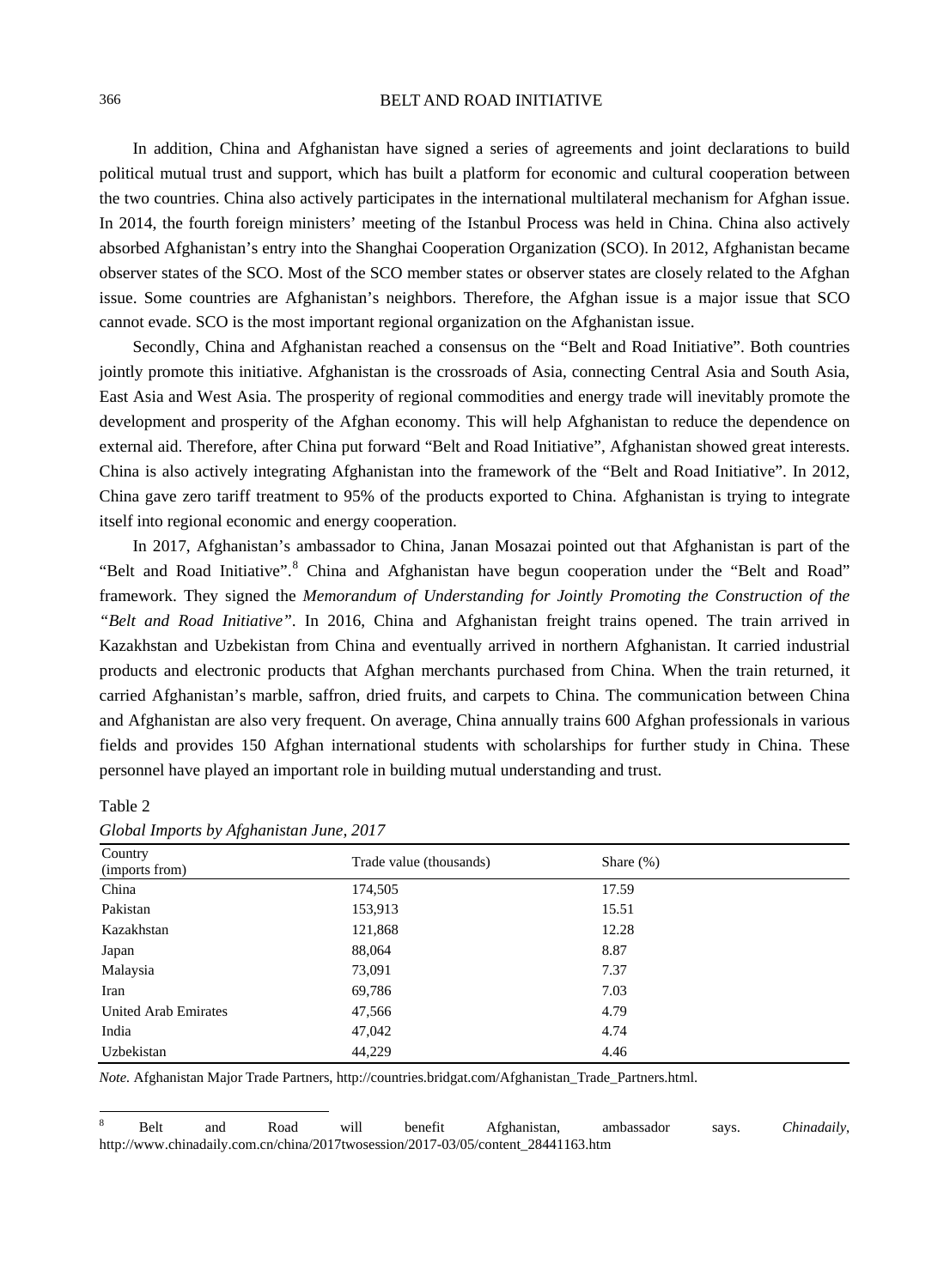In addition, China and Afghanistan have signed a series of agreements and joint declarations to build political mutual trust and support, which has built a platform for economic and cultural cooperation between the two countries. China also actively participates in the international multilateral mechanism for Afghan issue. In 2014, the fourth foreign ministers' meeting of the Istanbul Process was held in China. China also actively absorbed Afghanistan's entry into the Shanghai Cooperation Organization (SCO). In 2012, Afghanistan became observer states of the SCO. Most of the SCO member states or observer states are closely related to the Afghan issue. Some countries are Afghanistan's neighbors. Therefore, the Afghan issue is a major issue that SCO cannot evade. SCO is the most important regional organization on the Afghanistan issue.

Secondly, China and Afghanistan reached a consensus on the "Belt and Road Initiative". Both countries jointly promote this initiative. Afghanistan is the crossroads of Asia, connecting Central Asia and South Asia, East Asia and West Asia. The prosperity of regional commodities and energy trade will inevitably promote the development and prosperity of the Afghan economy. This will help Afghanistan to reduce the dependence on external aid. Therefore, after China put forward "Belt and Road Initiative", Afghanistan showed great interests. China is also actively integrating Afghanistan into the framework of the "Belt and Road Initiative". In 2012, China gave zero tariff treatment to 95% of the products exported to China. Afghanistan is trying to integrate itself into regional economic and energy cooperation.

In 2017, Afghanistan's ambassador to China, Janan Mosazai pointed out that Afghanistan is part of the "Belt and Road Initiative".[8] China and Afghanistan have begun cooperation under the "Belt and Road" framework. They signed the *Memorandum of Understanding for Jointly Promoting the Construction of the "Belt and Road Initiative"*. In 2016, China and Afghanistan freight trains opened. The train arrived in Kazakhstan and Uzbekistan from China and eventually arrived in northern Afghanistan. It carried industrial products and electronic products that Afghan merchants purchased from China. When the train returned, it carried Afghanistan's marble, saffron, dried fruits, and carpets to China. The communication between China and Afghanistan are also very frequent. On average, China annually trains 600 Afghan professionals in various fields and provides 150 Afghan international students with scholarships for further study in China. These personnel have played an important role in building mutual understanding and trust.

Table 2

*Global Imports by Afghanistan June, 2017*

| Country (imports from) | Trade value (thousands) | Share (%) |
|---|---|---|
| China | 174,505 | 17.59 |
| Pakistan | 153,913 | 15.51 |
| Kazakhstan | 121,868 | 12.28 |
| Japan | 88,064 | 8.87 |
| Malaysia | 73,091 | 7.37 |
| Iran | 69,786 | 7.03 |
| United Arab Emirates | 47,566 | 4.79 |
| India | 47,042 | 4.74 |
| Uzbekistan | 44,229 | 4.46 |

*Note.* Afghanistan Major Trade Partners, http://countries.bridgat.com/Afghanistan_Trade_Partners.html.

[8] Belt and Road will benefit Afghanistan, ambassador says. *Chinadaily*, http://www.chinadaily.com.cn/china/2017twosession/2017-03/05/content_28441163.htm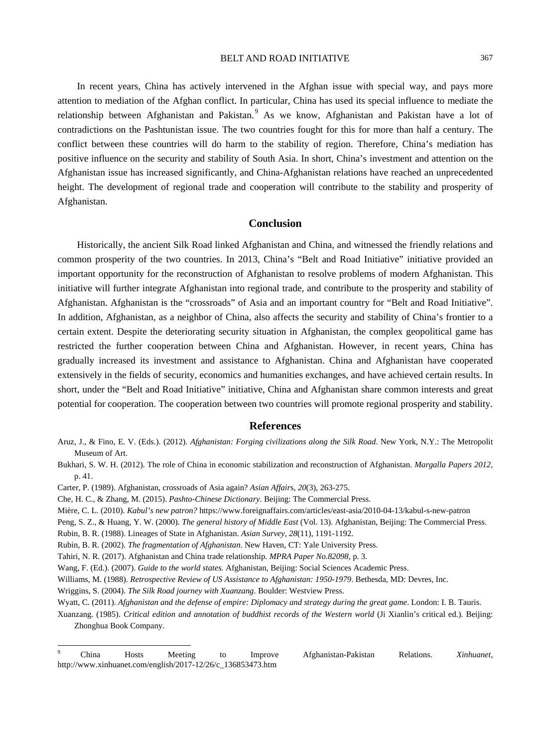In recent years, China has actively intervened in the Afghan issue with special way, and pays more attention to mediation of the Afghan conflict. In particular, China has used its special influence to mediate the relationship between Afghanistan and Pakistan.[9] As we know, Afghanistan and Pakistan have a lot of contradictions on the Pashtunistan issue. The two countries fought for this for more than half a century. The conflict between these countries will do harm to the stability of region. Therefore, China's mediation has positive influence on the security and stability of South Asia. In short, China's investment and attention on the Afghanistan issue has increased significantly, and China-Afghanistan relations have reached an unprecedented height. The development of regional trade and cooperation will contribute to the stability and prosperity of Afghanistan.

## Conclusion

Historically, the ancient Silk Road linked Afghanistan and China, and witnessed the friendly relations and common prosperity of the two countries. In 2013, China's "Belt and Road Initiative" initiative provided an important opportunity for the reconstruction of Afghanistan to resolve problems of modern Afghanistan. This initiative will further integrate Afghanistan into regional trade, and contribute to the prosperity and stability of Afghanistan. Afghanistan is the "crossroads" of Asia and an important country for "Belt and Road Initiative". In addition, Afghanistan, as a neighbor of China, also affects the security and stability of China's frontier to a certain extent. Despite the deteriorating security situation in Afghanistan, the complex geopolitical game has restricted the further cooperation between China and Afghanistan. However, in recent years, China has gradually increased its investment and assistance to Afghanistan. China and Afghanistan have cooperated extensively in the fields of security, economics and humanities exchanges, and have achieved certain results. In short, under the "Belt and Road Initiative" initiative, China and Afghanistan share common interests and great potential for cooperation. The cooperation between two countries will promote regional prosperity and stability.

## References

Aruz, J., & Fino, E. V. (Eds.). (2012). *Afghanistan: Forging civilizations along the Silk Road*. New York, N.Y.: The Metropolit Museum of Art.

Bukhari, S. W. H. (2012). The role of China in economic stabilization and reconstruction of Afghanistan. *Margalla Papers 2012*, p. 41.

Carter, P. (1989). Afghanistan, crossroads of Asia again? *Asian Affairs, 20*(3), 263-275.

Che, H. C., & Zhang, M. (2015). *Pashto-Chinese Dictionary*. Beijing: The Commercial Press.

Mière, C. L. (2010). *Kabul's new patron?* https://www.foreignaffairs.com/articles/east-asia/2010-04-13/kabul-s-new-patron

Peng, S. Z., & Huang, Y. W. (2000). *The general history of Middle East* (Vol. 13). Afghanistan, Beijing: The Commercial Press.

Rubin, B. R. (1988). Lineages of State in Afghanistan. *Asian Survey, 28*(11), 1191-1192.

Rubin, B. R. (2002). *The fragmentation of Afghanistan*. New Haven, CT: Yale University Press.

Tahiri, N. R. (2017). Afghanistan and China trade relationship. *MPRA Paper No.82098*, p. 3.

Wang, F. (Ed.). (2007). *Guide to the world states.* Afghanistan, Beijing: Social Sciences Academic Press.

Williams, M. (1988). *Retrospective Review of US Assistance to Afghanistan: 1950-1979*. Bethesda, MD: Devres, Inc.

Wriggins, S. (2004). *The Silk Road journey with Xuanzang*. Boulder: Westview Press.

Wyatt, C. (2011). *Afghanistan and the defense of empire: Diplomacy and strategy during the great game*. London: I. B. Tauris.

Xuanzang. (1985). *Critical edition and annotation of buddhist records of the Western world* (Ji Xianlin's critical ed.). Beijing: Zhonghua Book Company.

---

[9] China Hosts Meeting to Improve Afghanistan-Pakistan Relations. *Xinhuanet*, http://www.xinhuanet.com/english/2017-12/26/c_136853473.htm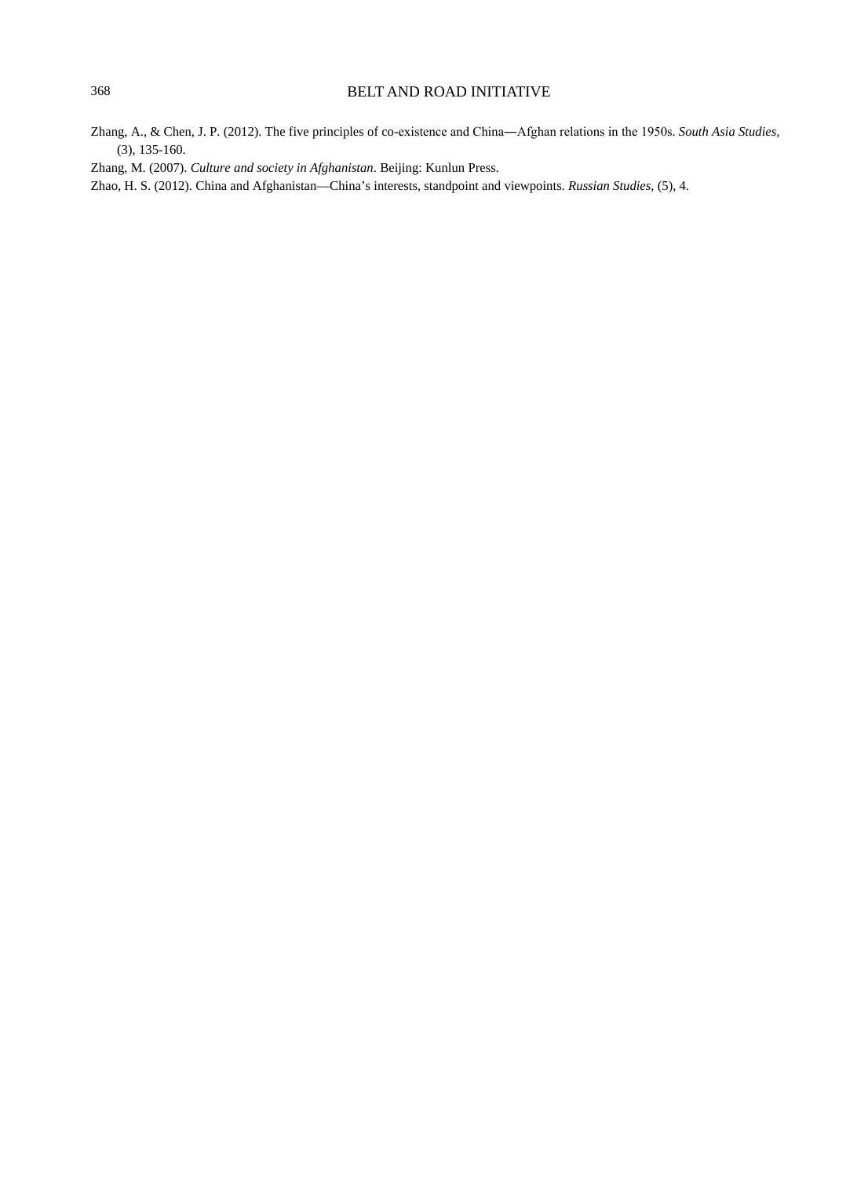Zhang, A., & Chen, J. P. (2012). The five principles of co-existence and China―Afghan relations in the 1950s. *South Asia Studies*, (3), 135-160.

Zhang, M. (2007). *Culture and society in Afghanistan*. Beijing: Kunlun Press.

Zhao, H. S. (2012). China and Afghanistan—China's interests, standpoint and viewpoints. *Russian Studies*, (5), 4.